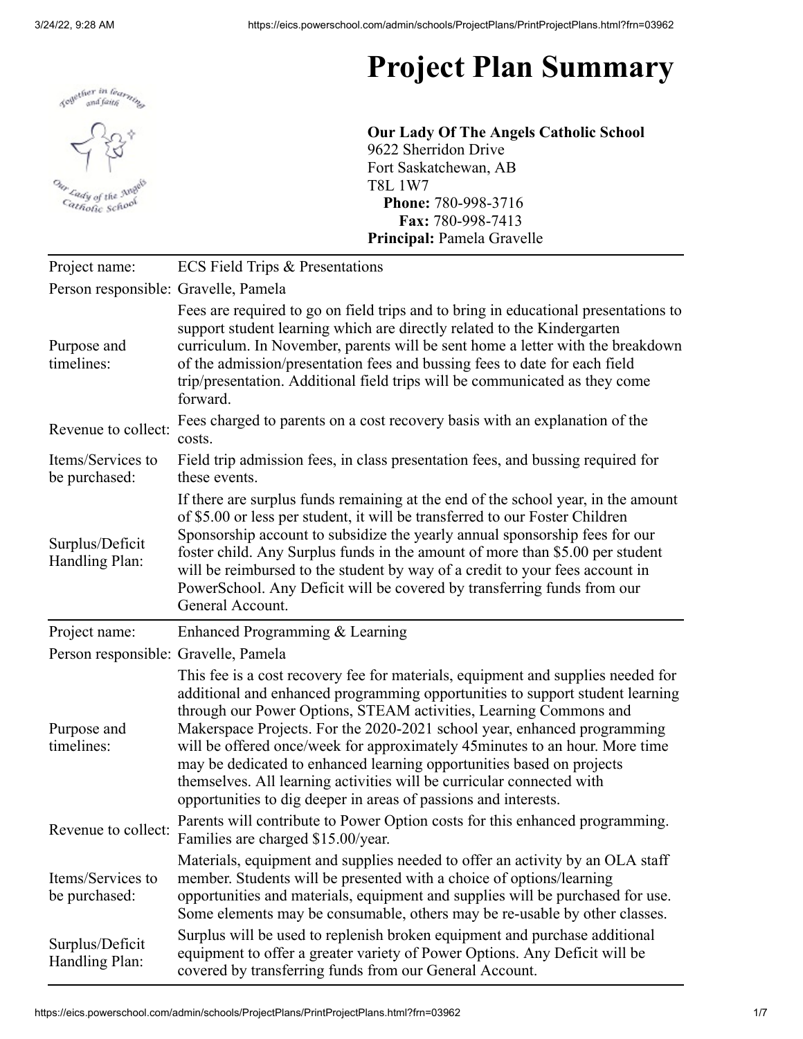# Project Plan Summary

**Our Lady Of The Angels Catholic School**
9622 Sherridon Drive
Fort Saskatchewan, AB
T8L 1W7
**Phone:** 780-998-3716
**Fax:** 780-998-7413
**Principal:** Pamela Gravelle

| | |
|---|---|
| Project name: | ECS Field Trips & Presentations |
| Person responsible: | Gravelle, Pamela |
| Purpose and timelines: | Fees are required to go on field trips and to bring in educational presentations to support student learning which are directly related to the Kindergarten curriculum. In November, parents will be sent home a letter with the breakdown of the admission/presentation fees and bussing fees to date for each field trip/presentation. Additional field trips will be communicated as they come forward. |
| Revenue to collect: | Fees charged to parents on a cost recovery basis with an explanation of the costs. |
| Items/Services to be purchased: | Field trip admission fees, in class presentation fees, and bussing required for these events. |
| Surplus/Deficit Handling Plan: | If there are surplus funds remaining at the end of the school year, in the amount of $5.00 or less per student, it will be transferred to our Foster Children Sponsorship account to subsidize the yearly annual sponsorship fees for our foster child. Any Surplus funds in the amount of more than $5.00 per student will be reimbursed to the student by way of a credit to your fees account in PowerSchool. Any Deficit will be covered by transferring funds from our General Account. |

| | |
|---|---|
| Project name: | Enhanced Programming & Learning |
| Person responsible: | Gravelle, Pamela |
| Purpose and timelines: | This fee is a cost recovery fee for materials, equipment and supplies needed for additional and enhanced programming opportunities to support student learning through our Power Options, STEAM activities, Learning Commons and Makerspace Projects. For the 2020-2021 school year, enhanced programming will be offered once/week for approximately 45minutes to an hour. More time may be dedicated to enhanced learning opportunities based on projects themselves. All learning activities will be curricular connected with opportunities to dig deeper in areas of passions and interests. |
| Revenue to collect: | Parents will contribute to Power Option costs for this enhanced programming. Families are charged $15.00/year. |
| Items/Services to be purchased: | Materials, equipment and supplies needed to offer an activity by an OLA staff member. Students will be presented with a choice of options/learning opportunities and materials, equipment and supplies will be purchased for use. Some elements may be consumable, others may be re-usable by other classes. |
| Surplus/Deficit Handling Plan: | Surplus will be used to replenish broken equipment and purchase additional equipment to offer a greater variety of Power Options. Any Deficit will be covered by transferring funds from our General Account. |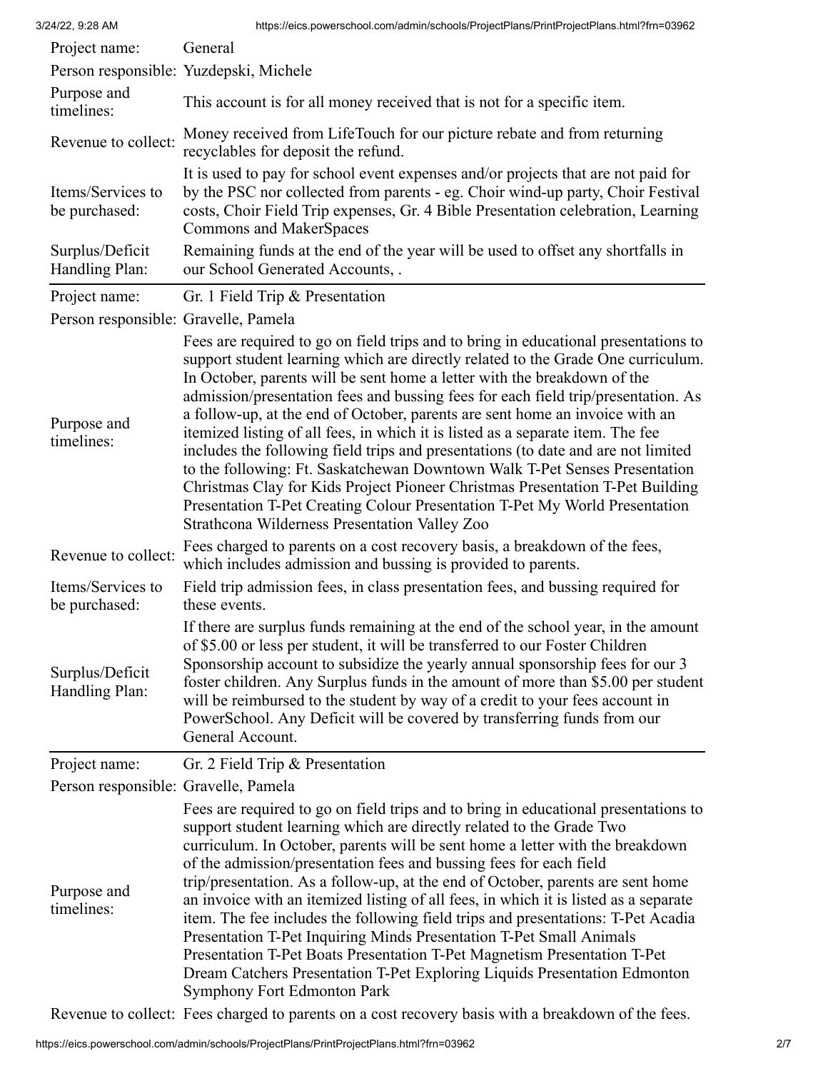| Field | Details |
| --- | --- |
| Project name: | General |
| Person responsible: | Yuzdepski, Michele |
| Purpose and timelines: | This account is for all money received that is not for a specific item. |
| Revenue to collect: | Money received from LifeTouch for our picture rebate and from returning recyclables for deposit the refund. |
| Items/Services to be purchased: | It is used to pay for school event expenses and/or projects that are not paid for by the PSC nor collected from parents - eg. Choir wind-up party, Choir Festival costs, Choir Field Trip expenses, Gr. 4 Bible Presentation celebration, Learning Commons and MakerSpaces |
| Surplus/Deficit Handling Plan: | Remaining funds at the end of the year will be used to offset any shortfalls in our School Generated Accounts, . |

| Field | Details |
| --- | --- |
| Project name: | Gr. 1 Field Trip & Presentation |
| Person responsible: | Gravelle, Pamela |
| Purpose and timelines: | Fees are required to go on field trips and to bring in educational presentations to support student learning which are directly related to the Grade One curriculum. In October, parents will be sent home a letter with the breakdown of the admission/presentation fees and bussing fees for each field trip/presentation. As a follow-up, at the end of October, parents are sent home an invoice with an itemized listing of all fees, in which it is listed as a separate item. The fee includes the following field trips and presentations (to date and are not limited to the following: Ft. Saskatchewan Downtown Walk T-Pet Senses Presentation Christmas Clay for Kids Project Pioneer Christmas Presentation T-Pet Building Presentation T-Pet Creating Colour Presentation T-Pet My World Presentation Strathcona Wilderness Presentation Valley Zoo |
| Revenue to collect: | Fees charged to parents on a cost recovery basis, a breakdown of the fees, which includes admission and bussing is provided to parents. |
| Items/Services to be purchased: | Field trip admission fees, in class presentation fees, and bussing required for these events. |
| Surplus/Deficit Handling Plan: | If there are surplus funds remaining at the end of the school year, in the amount of $5.00 or less per student, it will be transferred to our Foster Children Sponsorship account to subsidize the yearly annual sponsorship fees for our 3 foster children. Any Surplus funds in the amount of more than $5.00 per student will be reimbursed to the student by way of a credit to your fees account in PowerSchool. Any Deficit will be covered by transferring funds from our General Account. |

| Field | Details |
| --- | --- |
| Project name: | Gr. 2 Field Trip & Presentation |
| Person responsible: | Gravelle, Pamela |
| Purpose and timelines: | Fees are required to go on field trips and to bring in educational presentations to support student learning which are directly related to the Grade Two curriculum. In October, parents will be sent home a letter with the breakdown of the admission/presentation fees and bussing fees for each field trip/presentation. As a follow-up, at the end of October, parents are sent home an invoice with an itemized listing of all fees, in which it is listed as a separate item. The fee includes the following field trips and presentations: T-Pet Acadia Presentation T-Pet Inquiring Minds Presentation T-Pet Small Animals Presentation T-Pet Boats Presentation T-Pet Magnetism Presentation T-Pet Dream Catchers Presentation T-Pet Exploring Liquids Presentation Edmonton Symphony Fort Edmonton Park |
| Revenue to collect: | Fees charged to parents on a cost recovery basis with a breakdown of the fees. |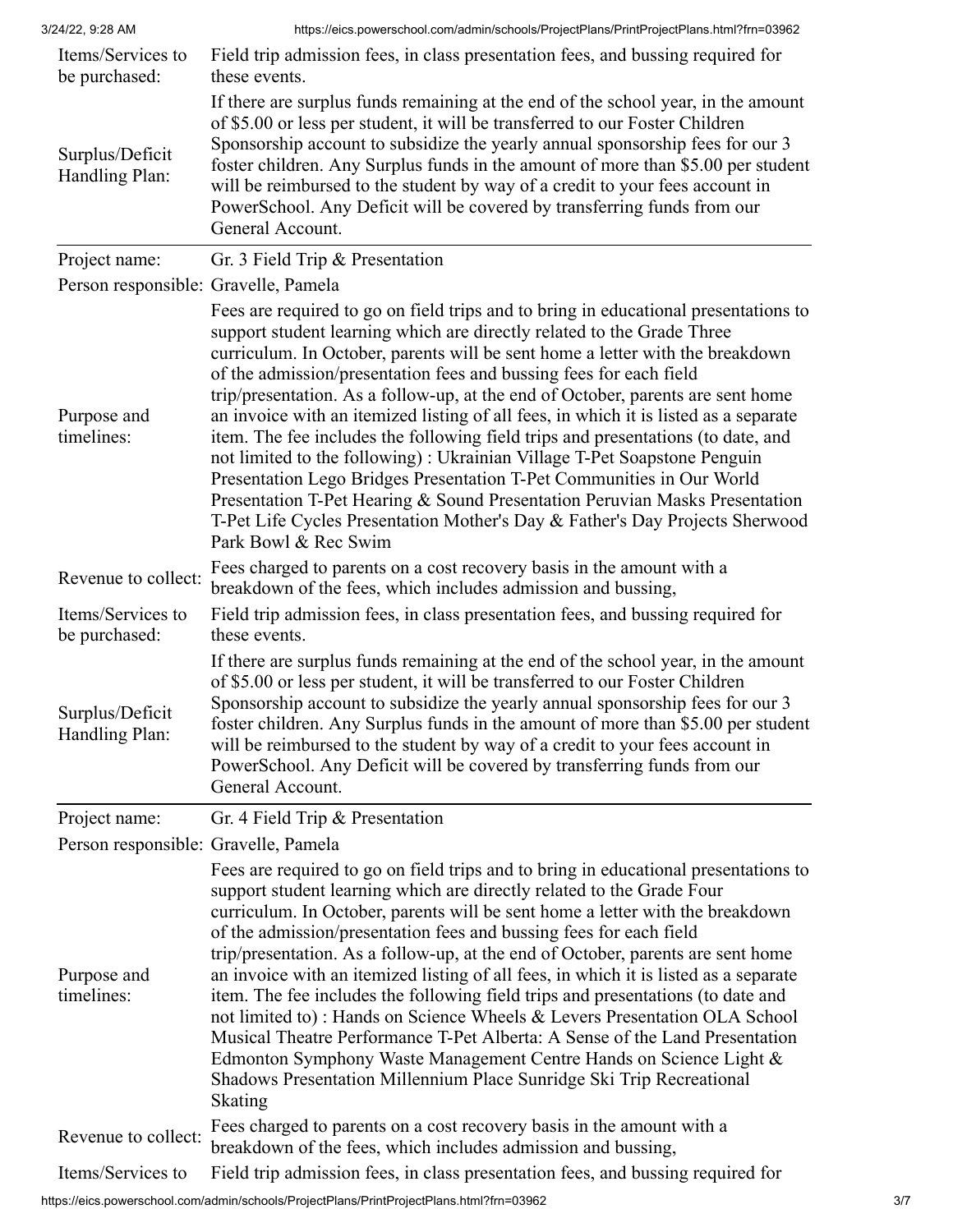| | |
|---|---|
| Items/Services to be purchased: | Field trip admission fees, in class presentation fees, and bussing required for these events. |
| Surplus/Deficit Handling Plan: | If there are surplus funds remaining at the end of the school year, in the amount of $5.00 or less per student, it will be transferred to our Foster Children Sponsorship account to subsidize the yearly annual sponsorship fees for our 3 foster children. Any Surplus funds in the amount of more than $5.00 per student will be reimbursed to the student by way of a credit to your fees account in PowerSchool. Any Deficit will be covered by transferring funds from our General Account. |

| | |
|---|---|
| Project name: | Gr. 3 Field Trip & Presentation |
| Person responsible: | Gravelle, Pamela |
| Purpose and timelines: | Fees are required to go on field trips and to bring in educational presentations to support student learning which are directly related to the Grade Three curriculum. In October, parents will be sent home a letter with the breakdown of the admission/presentation fees and bussing fees for each field trip/presentation. As a follow-up, at the end of October, parents are sent home an invoice with an itemized listing of all fees, in which it is listed as a separate item. The fee includes the following field trips and presentations (to date, and not limited to the following) : Ukrainian Village T-Pet Soapstone Penguin Presentation Lego Bridges Presentation T-Pet Communities in Our World Presentation T-Pet Hearing & Sound Presentation Peruvian Masks Presentation T-Pet Life Cycles Presentation Mother's Day & Father's Day Projects Sherwood Park Bowl & Rec Swim |
| Revenue to collect: | Fees charged to parents on a cost recovery basis in the amount with a breakdown of the fees, which includes admission and bussing, |
| Items/Services to be purchased: | Field trip admission fees, in class presentation fees, and bussing required for these events. |
| Surplus/Deficit Handling Plan: | If there are surplus funds remaining at the end of the school year, in the amount of $5.00 or less per student, it will be transferred to our Foster Children Sponsorship account to subsidize the yearly annual sponsorship fees for our 3 foster children. Any Surplus funds in the amount of more than $5.00 per student will be reimbursed to the student by way of a credit to your fees account in PowerSchool. Any Deficit will be covered by transferring funds from our General Account. |

| | |
|---|---|
| Project name: | Gr. 4 Field Trip & Presentation |
| Person responsible: | Gravelle, Pamela |
| Purpose and timelines: | Fees are required to go on field trips and to bring in educational presentations to support student learning which are directly related to the Grade Four curriculum. In October, parents will be sent home a letter with the breakdown of the admission/presentation fees and bussing fees for each field trip/presentation. As a follow-up, at the end of October, parents are sent home an invoice with an itemized listing of all fees, in which it is listed as a separate item. The fee includes the following field trips and presentations (to date and not limited to) : Hands on Science Wheels & Levers Presentation OLA School Musical Theatre Performance T-Pet Alberta: A Sense of the Land Presentation Edmonton Symphony Waste Management Centre Hands on Science Light & Shadows Presentation Millennium Place Sunridge Ski Trip Recreational Skating |
| Revenue to collect: | Fees charged to parents on a cost recovery basis in the amount with a breakdown of the fees, which includes admission and bussing, |
| Items/Services to | Field trip admission fees, in class presentation fees, and bussing required for |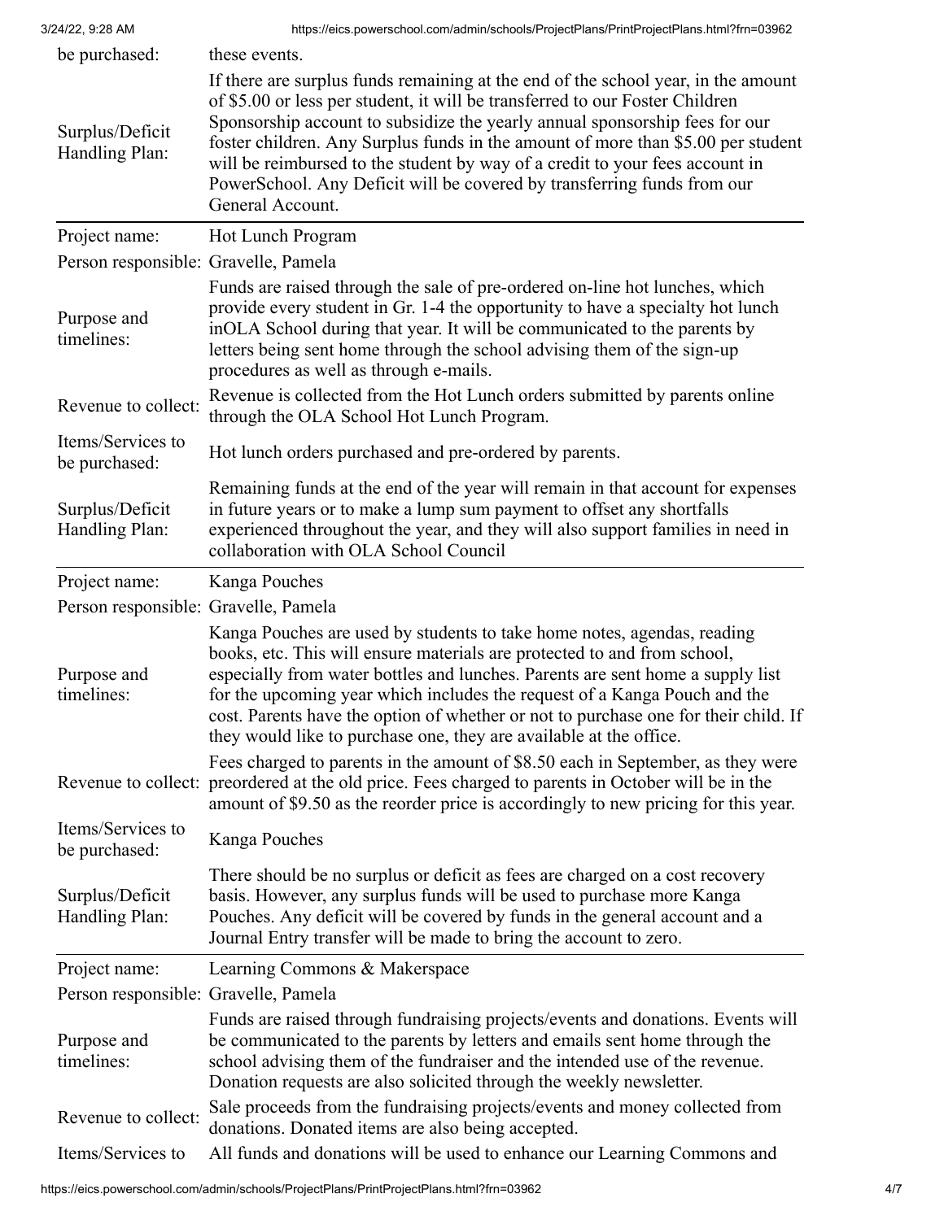| | |
|---|---|
| be purchased: | these events. |
| Surplus/Deficit Handling Plan: | If there are surplus funds remaining at the end of the school year, in the amount of $5.00 or less per student, it will be transferred to our Foster Children Sponsorship account to subsidize the yearly annual sponsorship fees for our foster children. Any Surplus funds in the amount of more than $5.00 per student will be reimbursed to the student by way of a credit to your fees account in PowerSchool. Any Deficit will be covered by transferring funds from our General Account. |

| | |
|---|---|
| Project name: | Hot Lunch Program |
| Person responsible: | Gravelle, Pamela |
| Purpose and timelines: | Funds are raised through the sale of pre-ordered on-line hot lunches, which provide every student in Gr. 1-4 the opportunity to have a specialty hot lunch inOLA School during that year. It will be communicated to the parents by letters being sent home through the school advising them of the sign-up procedures as well as through e-mails. |
| Revenue to collect: | Revenue is collected from the Hot Lunch orders submitted by parents online through the OLA School Hot Lunch Program. |
| Items/Services to be purchased: | Hot lunch orders purchased and pre-ordered by parents. |
| Surplus/Deficit Handling Plan: | Remaining funds at the end of the year will remain in that account for expenses in future years or to make a lump sum payment to offset any shortfalls experienced throughout the year, and they will also support families in need in collaboration with OLA School Council |

| | |
|---|---|
| Project name: | Kanga Pouches |
| Person responsible: | Gravelle, Pamela |
| Purpose and timelines: | Kanga Pouches are used by students to take home notes, agendas, reading books, etc. This will ensure materials are protected to and from school, especially from water bottles and lunches. Parents are sent home a supply list for the upcoming year which includes the request of a Kanga Pouch and the cost. Parents have the option of whether or not to purchase one for their child. If they would like to purchase one, they are available at the office. |
| Revenue to collect: | Fees charged to parents in the amount of $8.50 each in September, as they were preordered at the old price. Fees charged to parents in October will be in the amount of $9.50 as the reorder price is accordingly to new pricing for this year. |
| Items/Services to be purchased: | Kanga Pouches |
| Surplus/Deficit Handling Plan: | There should be no surplus or deficit as fees are charged on a cost recovery basis. However, any surplus funds will be used to purchase more Kanga Pouches. Any deficit will be covered by funds in the general account and a Journal Entry transfer will be made to bring the account to zero. |

| | |
|---|---|
| Project name: | Learning Commons & Makerspace |
| Person responsible: | Gravelle, Pamela |
| Purpose and timelines: | Funds are raised through fundraising projects/events and donations. Events will be communicated to the parents by letters and emails sent home through the school advising them of the fundraiser and the intended use of the revenue. Donation requests are also solicited through the weekly newsletter. |
| Revenue to collect: | Sale proceeds from the fundraising projects/events and money collected from donations. Donated items are also being accepted. |
| Items/Services to | All funds and donations will be used to enhance our Learning Commons and |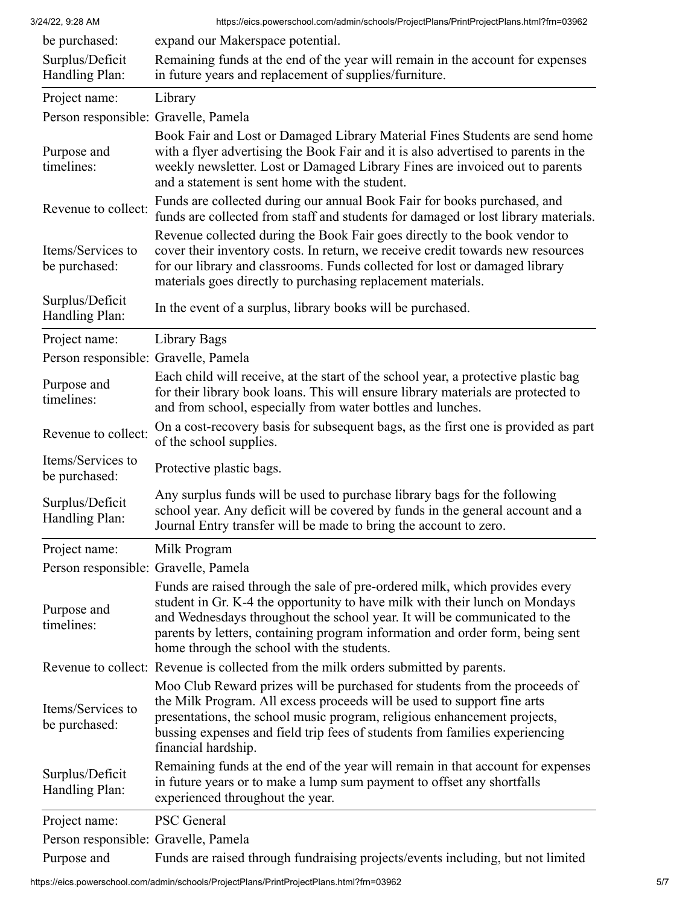| | |
|---|---|
| be purchased: | expand our Makerspace potential. |
| Surplus/Deficit Handling Plan: | Remaining funds at the end of the year will remain in the account for expenses in future years and replacement of supplies/furniture. |

| | |
|---|---|
| Project name: | Library |
| Person responsible: | Gravelle, Pamela |
| Purpose and timelines: | Book Fair and Lost or Damaged Library Material Fines Students are send home with a flyer advertising the Book Fair and it is also advertised to parents in the weekly newsletter. Lost or Damaged Library Fines are invoiced out to parents and a statement is sent home with the student. |
| Revenue to collect: | Funds are collected during our annual Book Fair for books purchased, and funds are collected from staff and students for damaged or lost library materials. |
| Items/Services to be purchased: | Revenue collected during the Book Fair goes directly to the book vendor to cover their inventory costs. In return, we receive credit towards new resources for our library and classrooms. Funds collected for lost or damaged library materials goes directly to purchasing replacement materials. |
| Surplus/Deficit Handling Plan: | In the event of a surplus, library books will be purchased. |

| | |
|---|---|
| Project name: | Library Bags |
| Person responsible: | Gravelle, Pamela |
| Purpose and timelines: | Each child will receive, at the start of the school year, a protective plastic bag for their library book loans. This will ensure library materials are protected to and from school, especially from water bottles and lunches. |
| Revenue to collect: | On a cost-recovery basis for subsequent bags, as the first one is provided as part of the school supplies. |
| Items/Services to be purchased: | Protective plastic bags. |
| Surplus/Deficit Handling Plan: | Any surplus funds will be used to purchase library bags for the following school year. Any deficit will be covered by funds in the general account and a Journal Entry transfer will be made to bring the account to zero. |

| | |
|---|---|
| Project name: | Milk Program |
| Person responsible: | Gravelle, Pamela |
| Purpose and timelines: | Funds are raised through the sale of pre-ordered milk, which provides every student in Gr. K-4 the opportunity to have milk with their lunch on Mondays and Wednesdays throughout the school year. It will be communicated to the parents by letters, containing program information and order form, being sent home through the school with the students. |
| Revenue to collect: | Revenue is collected from the milk orders submitted by parents. |
| Items/Services to be purchased: | Moo Club Reward prizes will be purchased for students from the proceeds of the Milk Program. All excess proceeds will be used to support fine arts presentations, the school music program, religious enhancement projects, bussing expenses and field trip fees of students from families experiencing financial hardship. |
| Surplus/Deficit Handling Plan: | Remaining funds at the end of the year will remain in that account for expenses in future years or to make a lump sum payment to offset any shortfalls experienced throughout the year. |

| | |
|---|---|
| Project name: | PSC General |
| Person responsible: | Gravelle, Pamela |
| Purpose and | Funds are raised through fundraising projects/events including, but not limited |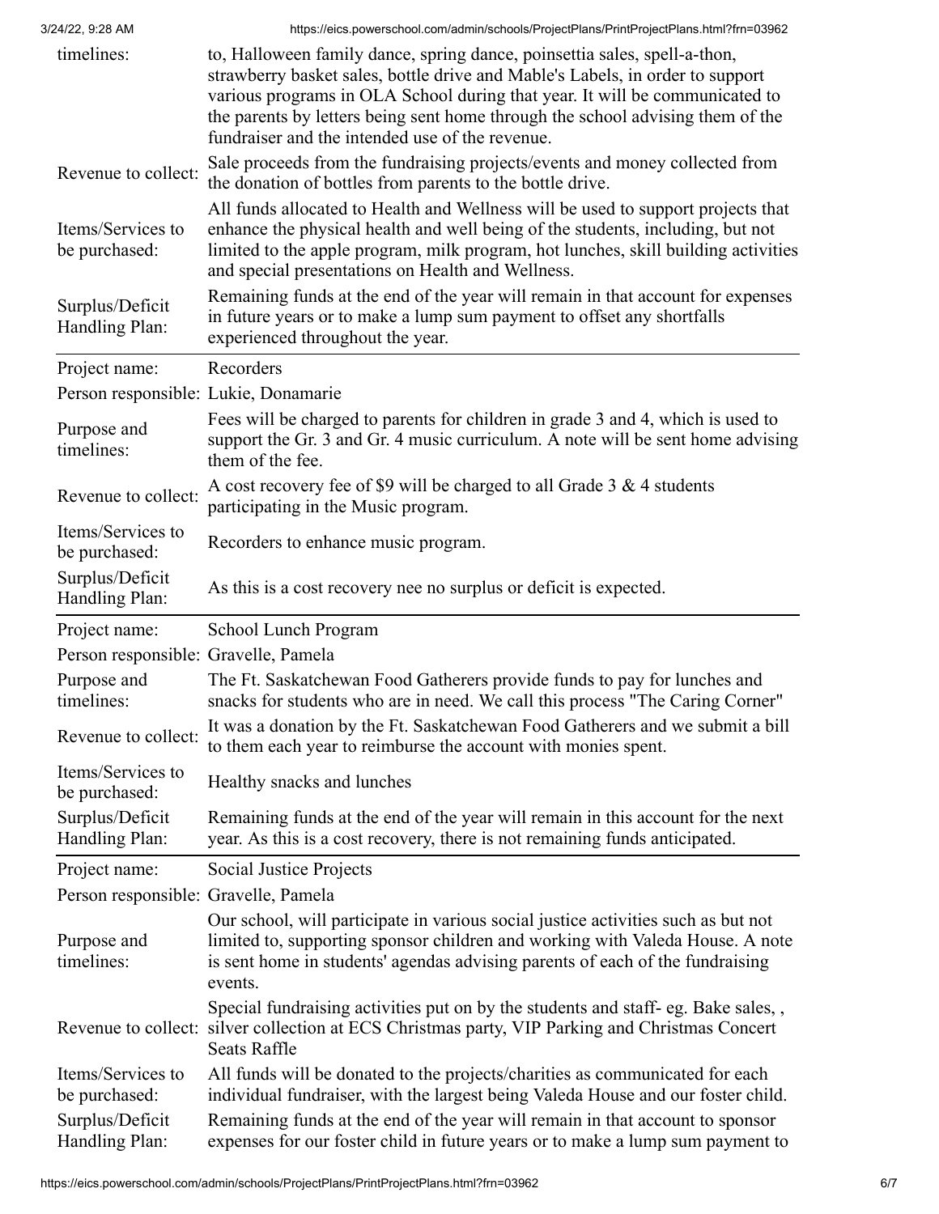| | |
|---|---|
| timelines: | to, Halloween family dance, spring dance, poinsettia sales, spell-a-thon, strawberry basket sales, bottle drive and Mable's Labels, in order to support various programs in OLA School during that year. It will be communicated to the parents by letters being sent home through the school advising them of the fundraiser and the intended use of the revenue. |
| Revenue to collect: | Sale proceeds from the fundraising projects/events and money collected from the donation of bottles from parents to the bottle drive. |
| Items/Services to be purchased: | All funds allocated to Health and Wellness will be used to support projects that enhance the physical health and well being of the students, including, but not limited to the apple program, milk program, hot lunches, skill building activities and special presentations on Health and Wellness. |
| Surplus/Deficit Handling Plan: | Remaining funds at the end of the year will remain in that account for expenses in future years or to make a lump sum payment to offset any shortfalls experienced throughout the year. |

| | |
|---|---|
| Project name: | Recorders |
| Person responsible: | Lukie, Donamarie |
| Purpose and timelines: | Fees will be charged to parents for children in grade 3 and 4, which is used to support the Gr. 3 and Gr. 4 music curriculum. A note will be sent home advising them of the fee. |
| Revenue to collect: | A cost recovery fee of $9 will be charged to all Grade 3 & 4 students participating in the Music program. |
| Items/Services to be purchased: | Recorders to enhance music program. |
| Surplus/Deficit Handling Plan: | As this is a cost recovery nee no surplus or deficit is expected. |

| | |
|---|---|
| Project name: | School Lunch Program |
| Person responsible: | Gravelle, Pamela |
| Purpose and timelines: | The Ft. Saskatchewan Food Gatherers provide funds to pay for lunches and snacks for students who are in need. We call this process "The Caring Corner" |
| Revenue to collect: | It was a donation by the Ft. Saskatchewan Food Gatherers and we submit a bill to them each year to reimburse the account with monies spent. |
| Items/Services to be purchased: | Healthy snacks and lunches |
| Surplus/Deficit Handling Plan: | Remaining funds at the end of the year will remain in this account for the next year. As this is a cost recovery, there is not remaining funds anticipated. |

| | |
|---|---|
| Project name: | Social Justice Projects |
| Person responsible: | Gravelle, Pamela |
| Purpose and timelines: | Our school, will participate in various social justice activities such as but not limited to, supporting sponsor children and working with Valeda House. A note is sent home in students' agendas advising parents of each of the fundraising events. |
| Revenue to collect: | Special fundraising activities put on by the students and staff- eg. Bake sales, , silver collection at ECS Christmas party, VIP Parking and Christmas Concert Seats Raffle |
| Items/Services to be purchased: | All funds will be donated to the projects/charities as communicated for each individual fundraiser, with the largest being Valeda House and our foster child. |
| Surplus/Deficit Handling Plan: | Remaining funds at the end of the year will remain in that account to sponsor expenses for our foster child in future years or to make a lump sum payment to |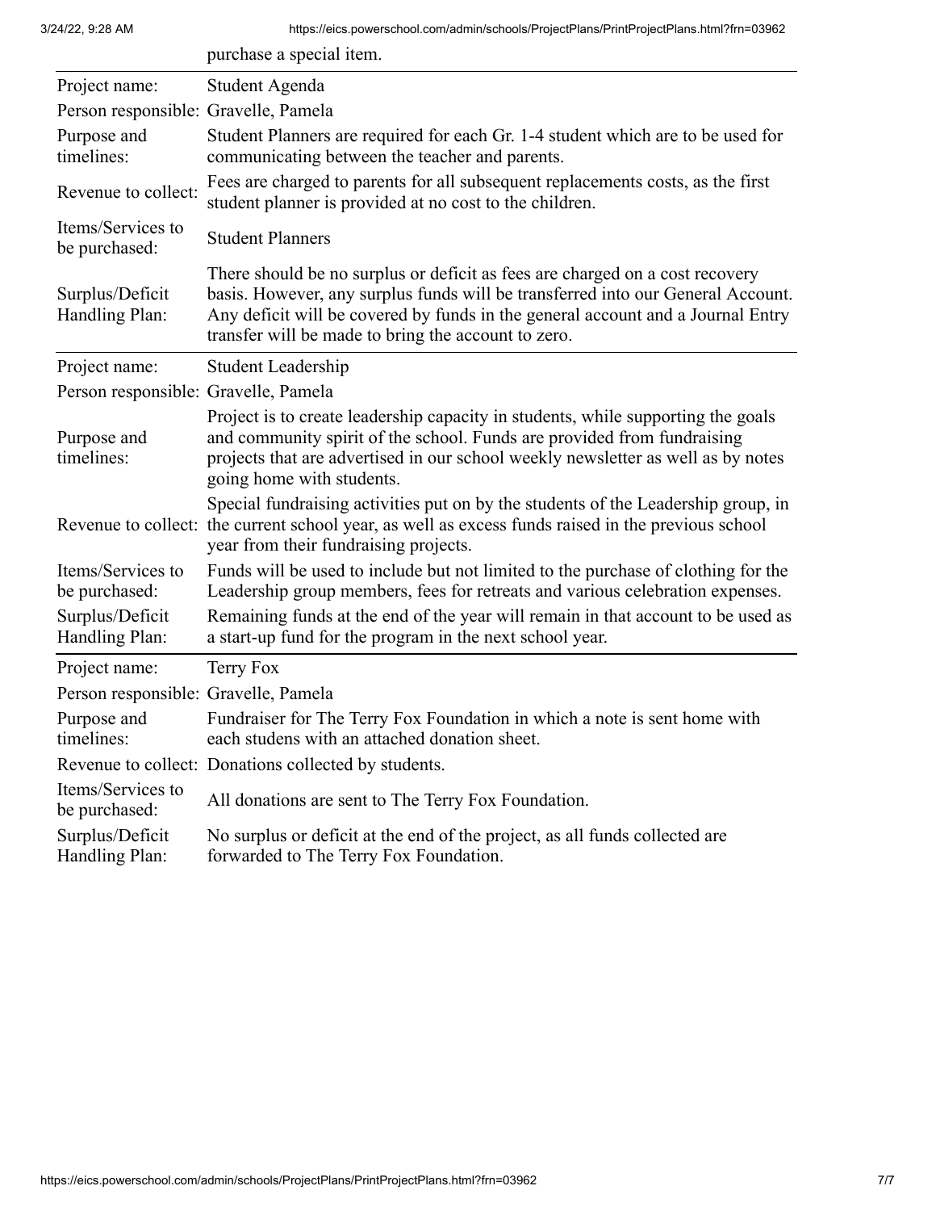purchase a special item.

| | |
|---|---|
| Project name: | Student Agenda |
| Person responsible: | Gravelle, Pamela |
| Purpose and timelines: | Student Planners are required for each Gr. 1-4 student which are to be used for communicating between the teacher and parents. |
| Revenue to collect: | Fees are charged to parents for all subsequent replacements costs, as the first student planner is provided at no cost to the children. |
| Items/Services to be purchased: | Student Planners |
| Surplus/Deficit Handling Plan: | There should be no surplus or deficit as fees are charged on a cost recovery basis. However, any surplus funds will be transferred into our General Account. Any deficit will be covered by funds in the general account and a Journal Entry transfer will be made to bring the account to zero. |

| | |
|---|---|
| Project name: | Student Leadership |
| Person responsible: | Gravelle, Pamela |
| Purpose and timelines: | Project is to create leadership capacity in students, while supporting the goals and community spirit of the school. Funds are provided from fundraising projects that are advertised in our school weekly newsletter as well as by notes going home with students. |
| Revenue to collect: | Special fundraising activities put on by the students of the Leadership group, in the current school year, as well as excess funds raised in the previous school year from their fundraising projects. |
| Items/Services to be purchased: | Funds will be used to include but not limited to the purchase of clothing for the Leadership group members, fees for retreats and various celebration expenses. |
| Surplus/Deficit Handling Plan: | Remaining funds at the end of the year will remain in that account to be used as a start-up fund for the program in the next school year. |

| | |
|---|---|
| Project name: | Terry Fox |
| Person responsible: | Gravelle, Pamela |
| Purpose and timelines: | Fundraiser for The Terry Fox Foundation in which a note is sent home with each studens with an attached donation sheet. |
| Revenue to collect: | Donations collected by students. |
| Items/Services to be purchased: | All donations are sent to The Terry Fox Foundation. |
| Surplus/Deficit Handling Plan: | No surplus or deficit at the end of the project, as all funds collected are forwarded to The Terry Fox Foundation. |